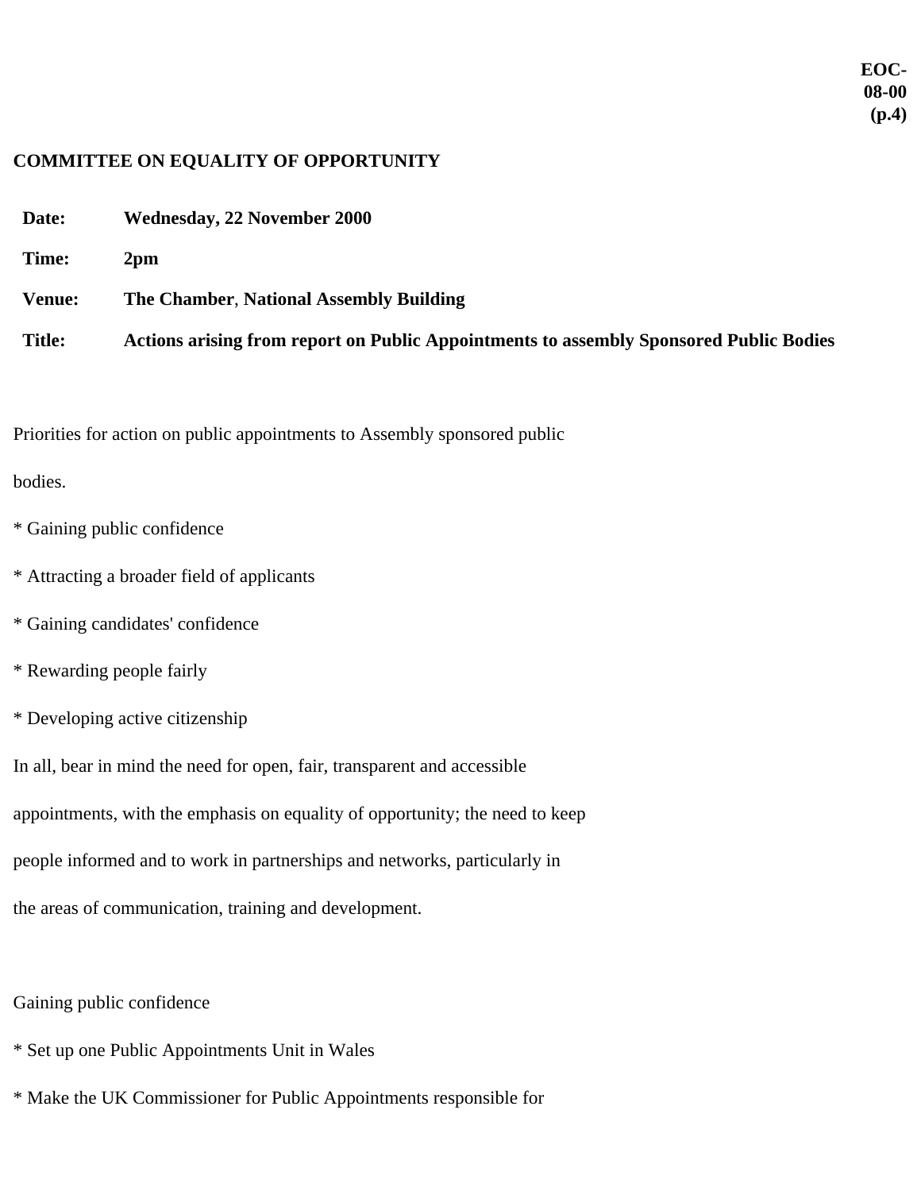**EOC-08-00 (p.4)**

**COMMITTEE ON EQUALITY OF OPPORTUNITY**

| | |
|---|---|
| **Date:** | **Wednesday, 22 November 2000** |
| **Time:** | **2pm** |
| **Venue:** | **The Chamber**, **National Assembly Building** |
| **Title:** | **Actions arising from report on Public Appointments to assembly Sponsored Public Bodies** |

Priorities for action on public appointments to Assembly sponsored public bodies.

* Gaining public confidence

* Attracting a broader field of applicants

* Gaining candidates' confidence

* Rewarding people fairly

* Developing active citizenship

In all, bear in mind the need for open, fair, transparent and accessible appointments, with the emphasis on equality of opportunity; the need to keep people informed and to work in partnerships and networks, particularly in the areas of communication, training and development.

Gaining public confidence

* Set up one Public Appointments Unit in Wales

* Make the UK Commissioner for Public Appointments responsible for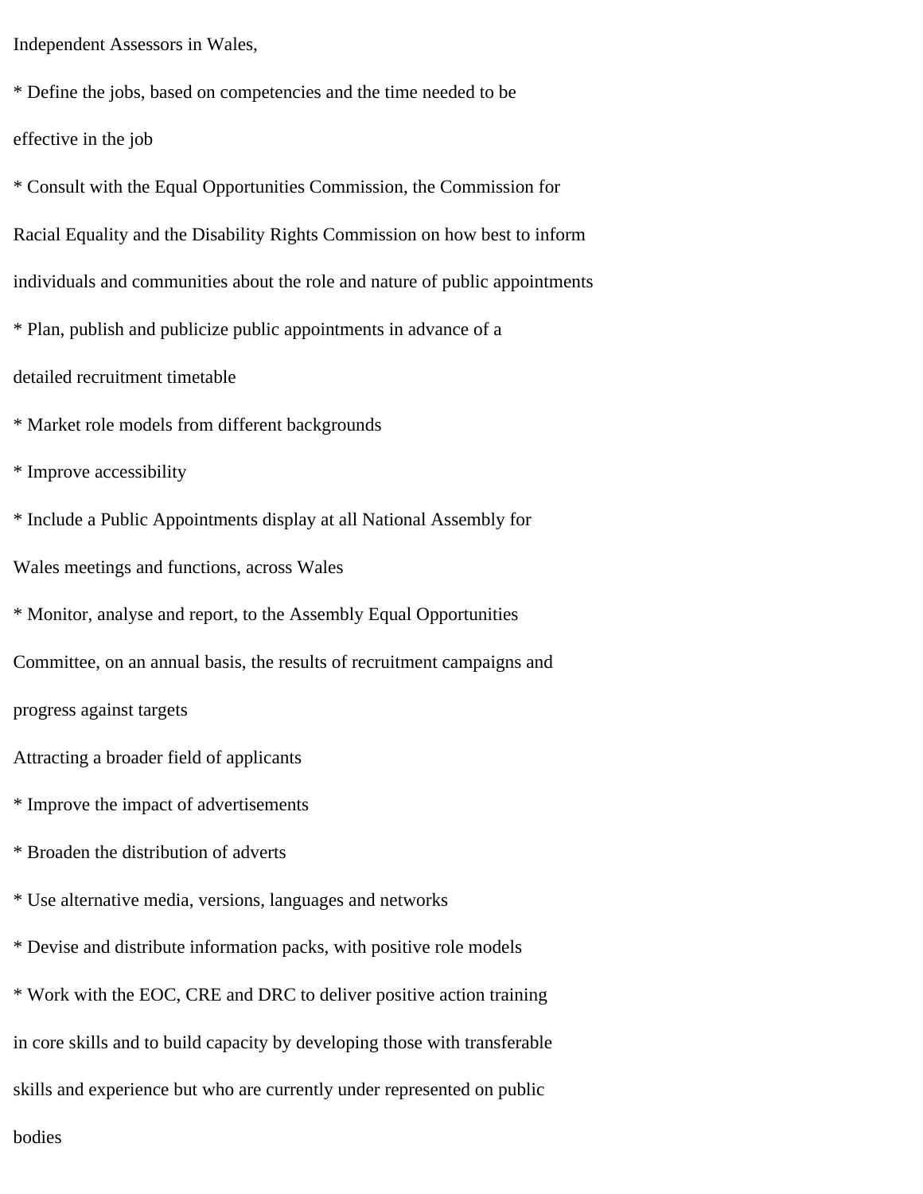Independent Assessors in Wales,

* Define the jobs, based on competencies and the time needed to be effective in the job
* Consult with the Equal Opportunities Commission, the Commission for Racial Equality and the Disability Rights Commission on how best to inform individuals and communities about the role and nature of public appointments
* Plan, publish and publicize public appointments in advance of a detailed recruitment timetable
* Market role models from different backgrounds
* Improve accessibility
* Include a Public Appointments display at all National Assembly for Wales meetings and functions, across Wales
* Monitor, analyse and report, to the Assembly Equal Opportunities Committee, on an annual basis, the results of recruitment campaigns and progress against targets

Attracting a broader field of applicants

* Improve the impact of advertisements
* Broaden the distribution of adverts
* Use alternative media, versions, languages and networks
* Devise and distribute information packs, with positive role models
* Work with the EOC, CRE and DRC to deliver positive action training in core skills and to build capacity by developing those with transferable skills and experience but who are currently under represented on public bodies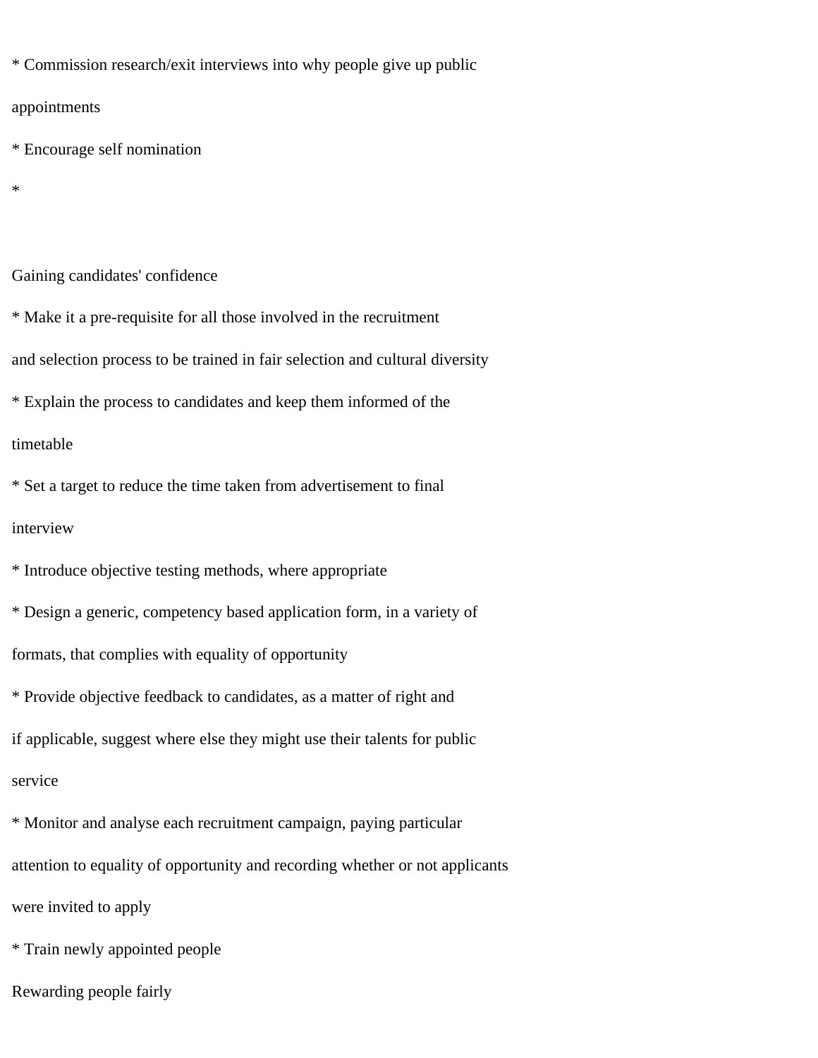* Commission research/exit interviews into why people give up public appointments
* Encourage self nomination
*

Gaining candidates' confidence

* Make it a pre-requisite for all those involved in the recruitment and selection process to be trained in fair selection and cultural diversity
* Explain the process to candidates and keep them informed of the timetable
* Set a target to reduce the time taken from advertisement to final interview
* Introduce objective testing methods, where appropriate
* Design a generic, competency based application form, in a variety of formats, that complies with equality of opportunity
* Provide objective feedback to candidates, as a matter of right and if applicable, suggest where else they might use their talents for public service
* Monitor and analyse each recruitment campaign, paying particular attention to equality of opportunity and recording whether or not applicants were invited to apply
* Train newly appointed people

Rewarding people fairly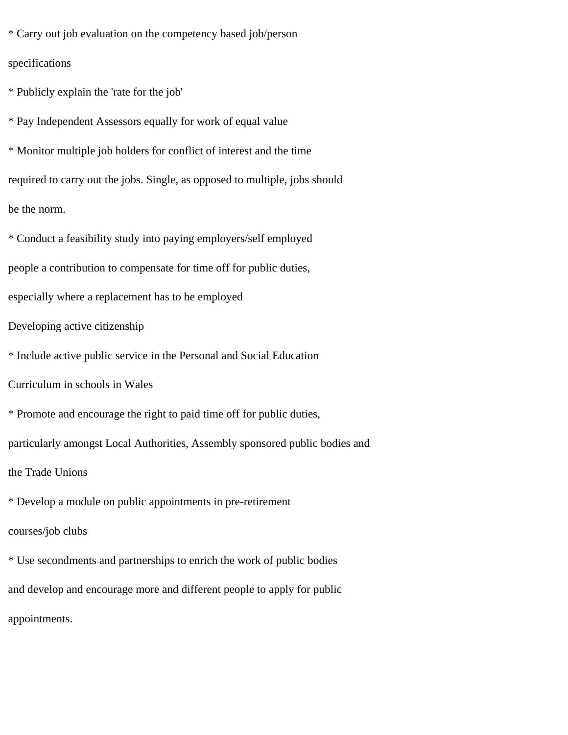* Carry out job evaluation on the competency based job/person specifications
* Publicly explain the 'rate for the job'
* Pay Independent Assessors equally for work of equal value
* Monitor multiple job holders for conflict of interest and the time required to carry out the jobs. Single, as opposed to multiple, jobs should be the norm.
* Conduct a feasibility study into paying employers/self employed people a contribution to compensate for time off for public duties, especially where a replacement has to be employed

Developing active citizenship

* Include active public service in the Personal and Social Education Curriculum in schools in Wales
* Promote and encourage the right to paid time off for public duties, particularly amongst Local Authorities, Assembly sponsored public bodies and the Trade Unions
* Develop a module on public appointments in pre-retirement courses/job clubs
* Use secondments and partnerships to enrich the work of public bodies and develop and encourage more and different people to apply for public appointments.